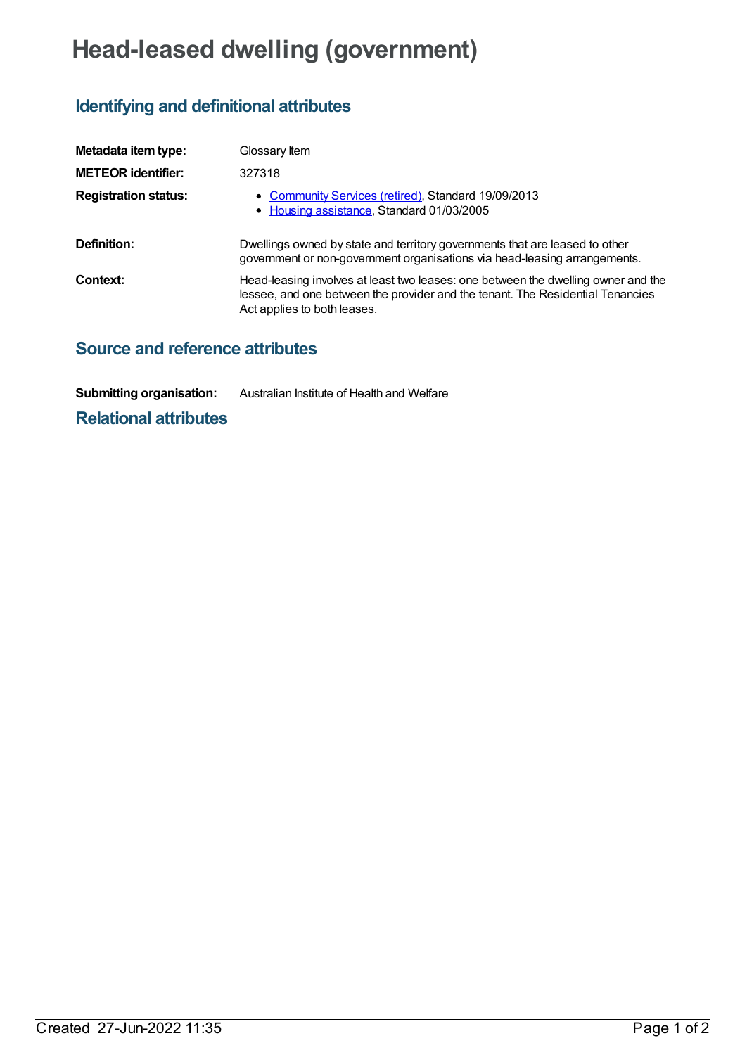# Head-leased dwelling (government)

## Identifying and definitional attributes

**Metadata item type:** Glossary Item

**METEOR identifier:** 327318

**Registration status:**

- Community Services (retired), Standard 19/09/2013
- Housing assistance, Standard 01/03/2005

**Definition:** Dwellings owned by state and territory governments that are leased to other government or non-government organisations via head-leasing arrangements.

**Context:** Head-leasing involves at least two leases: one between the dwelling owner and the lessee, and one between the provider and the tenant. The Residential Tenancies Act applies to both leases.

## Source and reference attributes

**Submitting organisation:** Australian Institute of Health and Welfare

## Relational attributes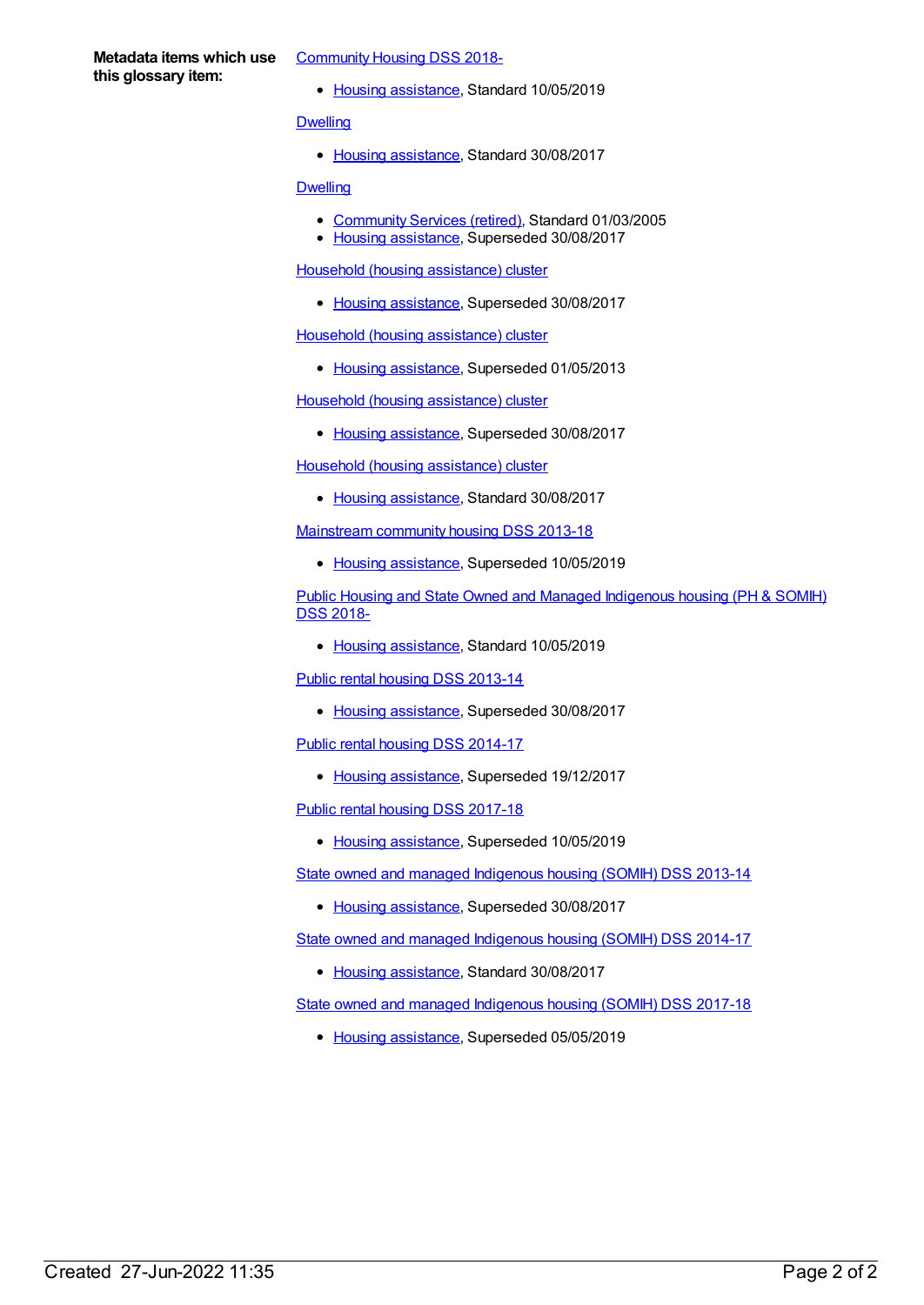**Metadata items which use this glossary item:**

Community Housing DSS 2018-

- Housing assistance, Standard 10/05/2019

Dwelling

- Housing assistance, Standard 30/08/2017

Dwelling

- Community Services (retired), Standard 01/03/2005
- Housing assistance, Superseded 30/08/2017

Household (housing assistance) cluster

- Housing assistance, Superseded 30/08/2017

Household (housing assistance) cluster

- Housing assistance, Superseded 01/05/2013

Household (housing assistance) cluster

- Housing assistance, Superseded 30/08/2017

Household (housing assistance) cluster

- Housing assistance, Standard 30/08/2017

Mainstream community housing DSS 2013-18

- Housing assistance, Superseded 10/05/2019

Public Housing and State Owned and Managed Indigenous housing (PH & SOMIH) DSS 2018-

- Housing assistance, Standard 10/05/2019

Public rental housing DSS 2013-14

- Housing assistance, Superseded 30/08/2017

Public rental housing DSS 2014-17

- Housing assistance, Superseded 19/12/2017

Public rental housing DSS 2017-18

- Housing assistance, Superseded 10/05/2019

State owned and managed Indigenous housing (SOMIH) DSS 2013-14

- Housing assistance, Superseded 30/08/2017

State owned and managed Indigenous housing (SOMIH) DSS 2014-17

- Housing assistance, Standard 30/08/2017

State owned and managed Indigenous housing (SOMIH) DSS 2017-18

- Housing assistance, Superseded 05/05/2019